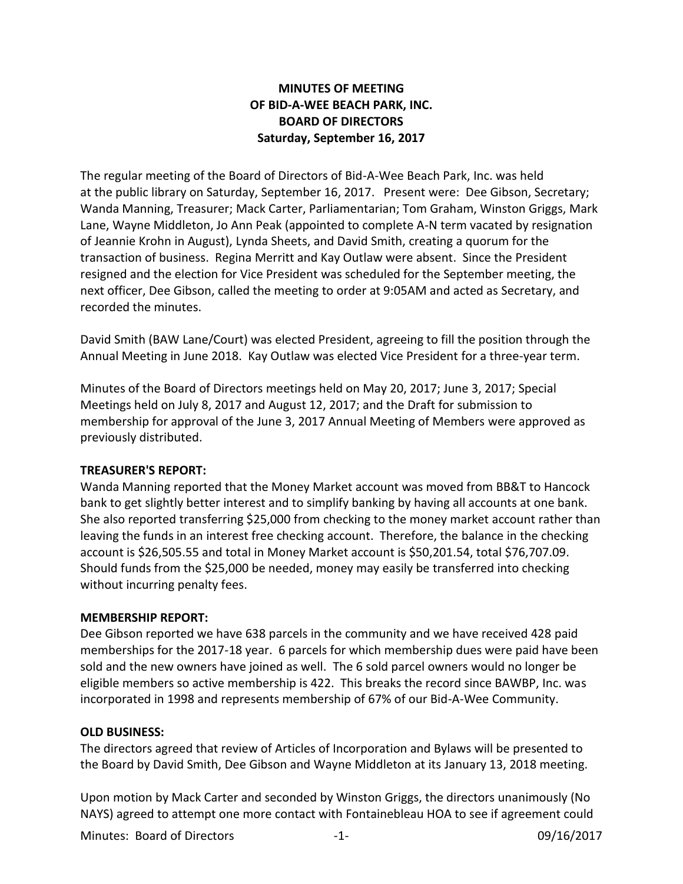# MINUTES OF MEETING
## OF BID-A-WEE BEACH PARK, INC.
## BOARD OF DIRECTORS
### Saturday, September 16, 2017

The regular meeting of the Board of Directors of Bid-A-Wee Beach Park, Inc. was held at the public library on Saturday, September 16, 2017. Present were: Dee Gibson, Secretary; Wanda Manning, Treasurer; Mack Carter, Parliamentarian; Tom Graham, Winston Griggs, Mark Lane, Wayne Middleton, Jo Ann Peak (appointed to complete A-N term vacated by resignation of Jeannie Krohn in August), Lynda Sheets, and David Smith, creating a quorum for the transaction of business. Regina Merritt and Kay Outlaw were absent. Since the President resigned and the election for Vice President was scheduled for the September meeting, the next officer, Dee Gibson, called the meeting to order at 9:05AM and acted as Secretary, and recorded the minutes.

David Smith (BAW Lane/Court) was elected President, agreeing to fill the position through the Annual Meeting in June 2018. Kay Outlaw was elected Vice President for a three-year term.

Minutes of the Board of Directors meetings held on May 20, 2017; June 3, 2017; Special Meetings held on July 8, 2017 and August 12, 2017; and the Draft for submission to membership for approval of the June 3, 2017 Annual Meeting of Members were approved as previously distributed.

**TREASURER'S REPORT:**
Wanda Manning reported that the Money Market account was moved from BB&T to Hancock bank to get slightly better interest and to simplify banking by having all accounts at one bank. She also reported transferring $25,000 from checking to the money market account rather than leaving the funds in an interest free checking account. Therefore, the balance in the checking account is $26,505.55 and total in Money Market account is $50,201.54, total $76,707.09. Should funds from the $25,000 be needed, money may easily be transferred into checking without incurring penalty fees.

**MEMBERSHIP REPORT:**
Dee Gibson reported we have 638 parcels in the community and we have received 428 paid memberships for the 2017-18 year. 6 parcels for which membership dues were paid have been sold and the new owners have joined as well. The 6 sold parcel owners would no longer be eligible members so active membership is 422. This breaks the record since BAWBP, Inc. was incorporated in 1998 and represents membership of 67% of our Bid-A-Wee Community.

**OLD BUSINESS:**
The directors agreed that review of Articles of Incorporation and Bylaws will be presented to the Board by David Smith, Dee Gibson and Wayne Middleton at its January 13, 2018 meeting.

Upon motion by Mack Carter and seconded by Winston Griggs, the directors unanimously (No NAYS) agreed to attempt one more contact with Fontainebleau HOA to see if agreement could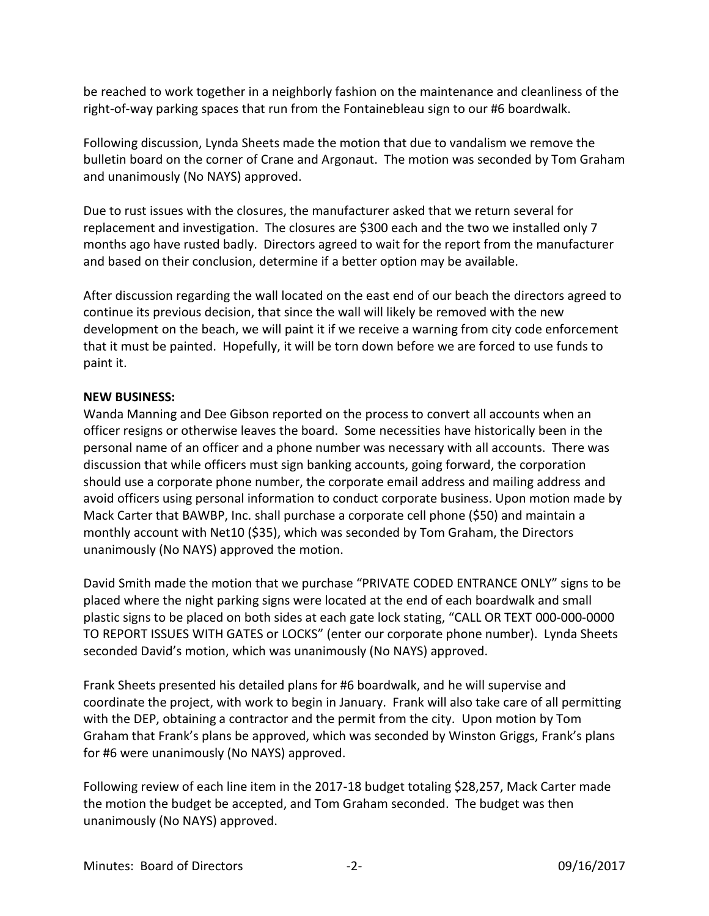be reached to work together in a neighborly fashion on the maintenance and cleanliness of the right-of-way parking spaces that run from the Fontainebleau sign to our #6 boardwalk.

Following discussion, Lynda Sheets made the motion that due to vandalism we remove the bulletin board on the corner of Crane and Argonaut. The motion was seconded by Tom Graham and unanimously (No NAYS) approved.

Due to rust issues with the closures, the manufacturer asked that we return several for replacement and investigation. The closures are $300 each and the two we installed only 7 months ago have rusted badly. Directors agreed to wait for the report from the manufacturer and based on their conclusion, determine if a better option may be available.

After discussion regarding the wall located on the east end of our beach the directors agreed to continue its previous decision, that since the wall will likely be removed with the new development on the beach, we will paint it if we receive a warning from city code enforcement that it must be painted. Hopefully, it will be torn down before we are forced to use funds to paint it.

**NEW BUSINESS:**

Wanda Manning and Dee Gibson reported on the process to convert all accounts when an officer resigns or otherwise leaves the board. Some necessities have historically been in the personal name of an officer and a phone number was necessary with all accounts. There was discussion that while officers must sign banking accounts, going forward, the corporation should use a corporate phone number, the corporate email address and mailing address and avoid officers using personal information to conduct corporate business. Upon motion made by Mack Carter that BAWBP, Inc. shall purchase a corporate cell phone ($50) and maintain a monthly account with Net10 ($35), which was seconded by Tom Graham, the Directors unanimously (No NAYS) approved the motion.

David Smith made the motion that we purchase "PRIVATE CODED ENTRANCE ONLY" signs to be placed where the night parking signs were located at the end of each boardwalk and small plastic signs to be placed on both sides at each gate lock stating, "CALL OR TEXT 000-000-0000 TO REPORT ISSUES WITH GATES or LOCKS" (enter our corporate phone number). Lynda Sheets seconded David's motion, which was unanimously (No NAYS) approved.

Frank Sheets presented his detailed plans for #6 boardwalk, and he will supervise and coordinate the project, with work to begin in January. Frank will also take care of all permitting with the DEP, obtaining a contractor and the permit from the city. Upon motion by Tom Graham that Frank's plans be approved, which was seconded by Winston Griggs, Frank's plans for #6 were unanimously (No NAYS) approved.

Following review of each line item in the 2017-18 budget totaling $28,257, Mack Carter made the motion the budget be accepted, and Tom Graham seconded. The budget was then unanimously (No NAYS) approved.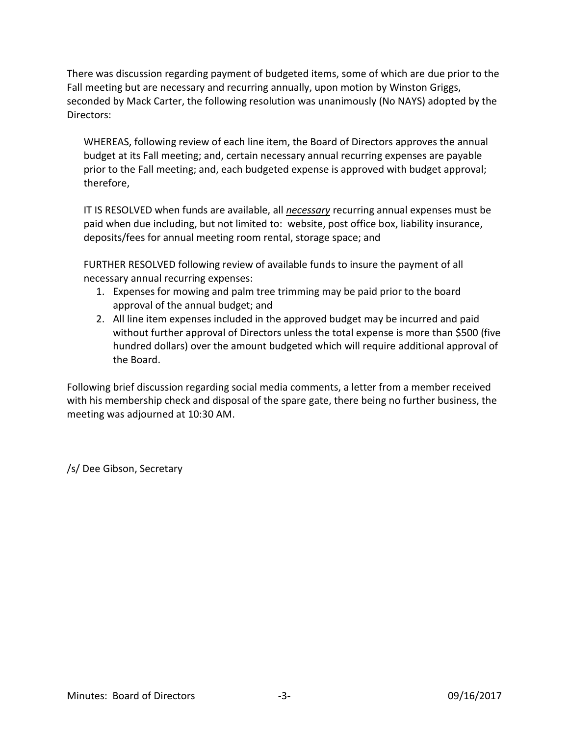There was discussion regarding payment of budgeted items, some of which are due prior to the Fall meeting but are necessary and recurring annually, upon motion by Winston Griggs, seconded by Mack Carter, the following resolution was unanimously (No NAYS) adopted by the Directors:

> WHEREAS, following review of each line item, the Board of Directors approves the annual budget at its Fall meeting; and, certain necessary annual recurring expenses are payable prior to the Fall meeting; and, each budgeted expense is approved with budget approval; therefore,
>
> IT IS RESOLVED when funds are available, all ***necessary*** recurring annual expenses must be paid when due including, but not limited to: website, post office box, liability insurance, deposits/fees for annual meeting room rental, storage space; and
>
> FURTHER RESOLVED following review of available funds to insure the payment of all necessary annual recurring expenses:
>
> 1. Expenses for mowing and palm tree trimming may be paid prior to the board approval of the annual budget; and
> 2. All line item expenses included in the approved budget may be incurred and paid without further approval of Directors unless the total expense is more than $500 (five hundred dollars) over the amount budgeted which will require additional approval of the Board.

Following brief discussion regarding social media comments, a letter from a member received with his membership check and disposal of the spare gate, there being no further business, the meeting was adjourned at 10:30 AM.

/s/ Dee Gibson, Secretary